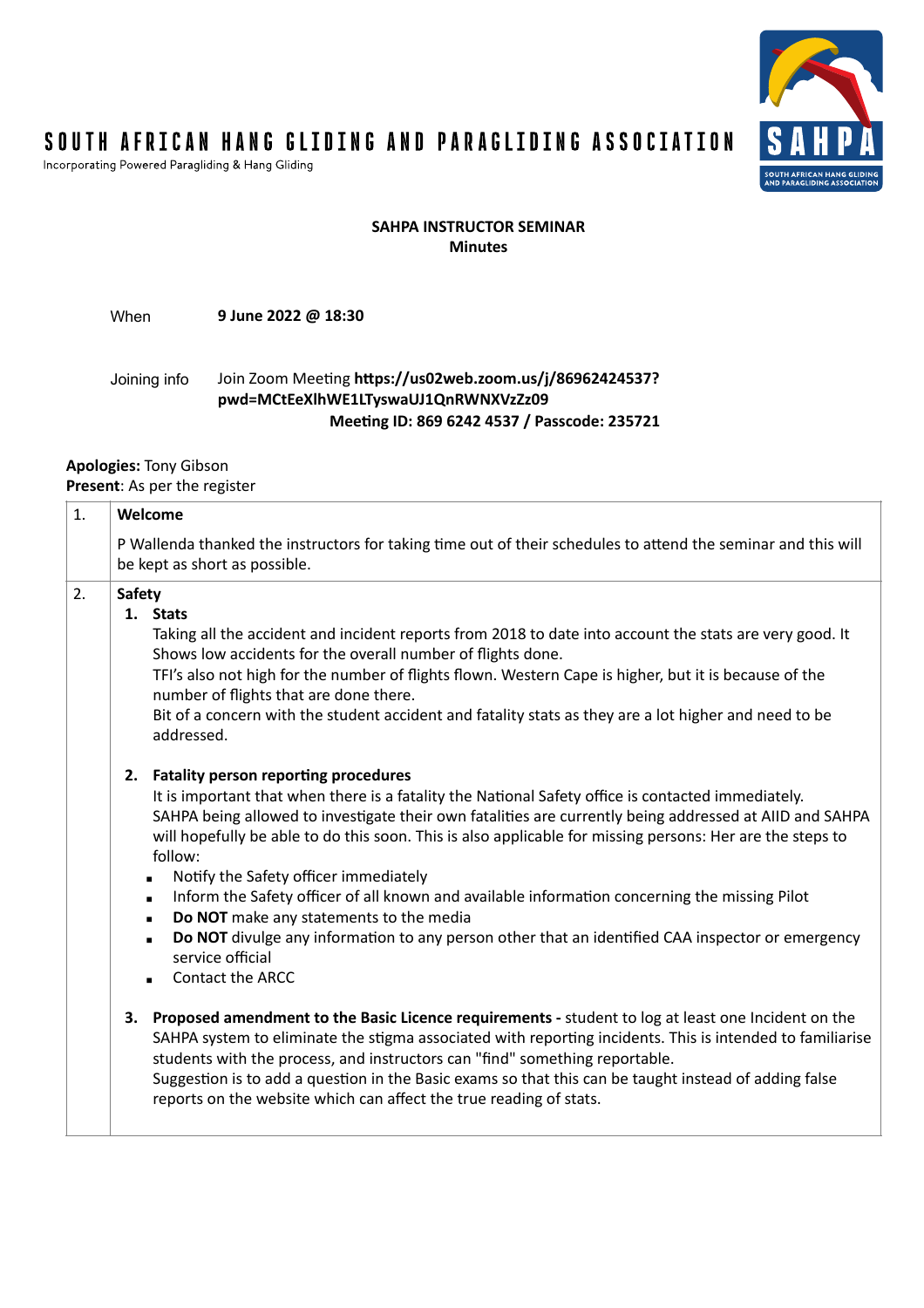# SOUTH AFRICAN HANG GLIDING AND PARAGLIDING ASSOCIATION

Incorporating Powered Paragliding & Hang Gliding

**SAHPA INSTRUCTOR SEMINAR**
**Minutes**

When **9 June 2022 @ 18:30**

Joining info Join Zoom Meeting **https://us02web.zoom.us/j/86962424537?pwd=MCtEeXlhWE1LTyswaUJ1QnRWNXVzZz09**
**Meeting ID: 869 6242 4537 / Passcode: 235721**

**Apologies:** Tony Gibson
**Present**: As per the register

| | |
|---|---|
| 1. | **Welcome**<br><br>P Wallenda thanked the instructors for taking time out of their schedules to attend the seminar and this will be kept as short as possible. |
| 2. | **Safety**<br>**1. Stats**<br>Taking all the accident and incident reports from 2018 to date into account the stats are very good. It Shows low accidents for the overall number of flights done.<br>TFI's also not high for the number of flights flown. Western Cape is higher, but it is because of the number of flights that are done there.<br>Bit of a concern with the student accident and fatality stats as they are a lot higher and need to be addressed.<br><br>**2. Fatality person reporting procedures**<br>It is important that when there is a fatality the National Safety office is contacted immediately. SAHPA being allowed to investigate their own fatalities are currently being addressed at AIID and SAHPA will hopefully be able to do this soon. This is also applicable for missing persons: Her are the steps to follow:<br>▪ Notify the Safety officer immediately<br>▪ Inform the Safety officer of all known and available information concerning the missing Pilot<br>▪ **Do NOT** make any statements to the media<br>▪ **Do NOT** divulge any information to any person other that an identified CAA inspector or emergency service official<br>▪ Contact the ARCC<br><br>**3. Proposed amendment to the Basic Licence requirements -** student to log at least one Incident on the SAHPA system to eliminate the stigma associated with reporting incidents. This is intended to familiarise students with the process, and instructors can "find" something reportable.<br>Suggestion is to add a question in the Basic exams so that this can be taught instead of adding false reports on the website which can affect the true reading of stats. |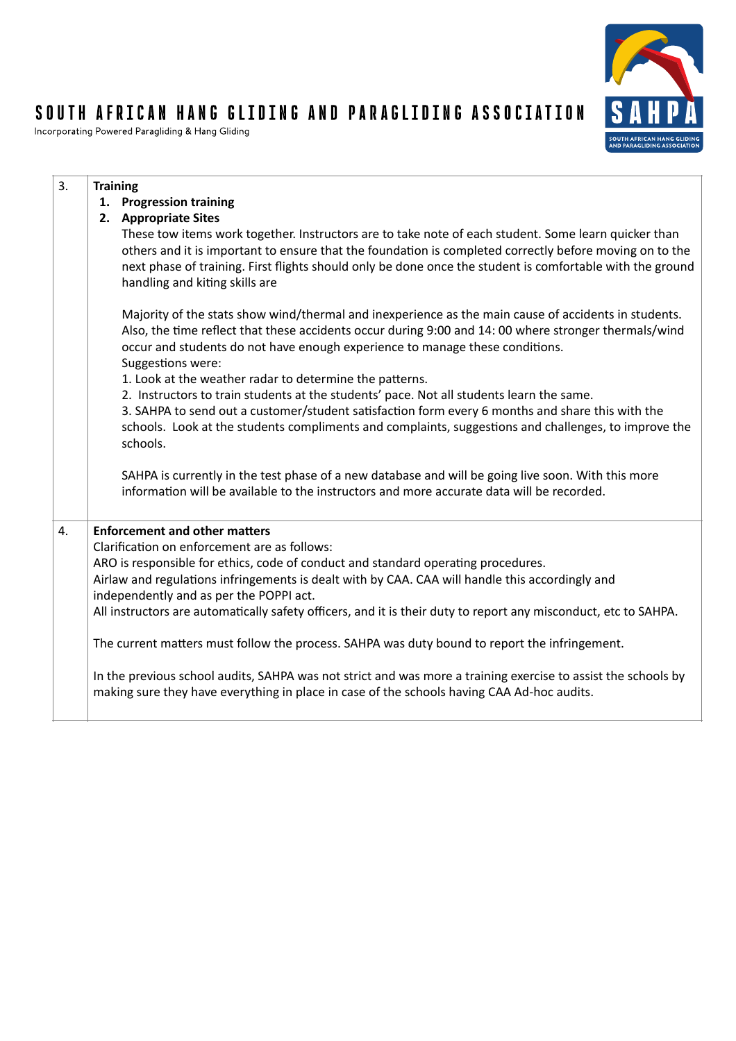# SOUTH AFRICAN HANG GLIDING AND PARAGLIDING ASSOCIATION

Incorporating Powered Paragliding & Hang Gliding

| | |
|---|---|
| 3. | **Training**<br>1. **Progression training**<br>2. **Appropriate Sites**<br>These tow items work together. Instructors are to take note of each student. Some learn quicker than others and it is important to ensure that the foundation is completed correctly before moving on to the next phase of training. First flights should only be done once the student is comfortable with the ground handling and kiting skills are<br><br>Majority of the stats show wind/thermal and inexperience as the main cause of accidents in students. Also, the time reflect that these accidents occur during 9:00 and 14: 00 where stronger thermals/wind occur and students do not have enough experience to manage these conditions.<br>Suggestions were:<br>1. Look at the weather radar to determine the patterns.<br>2. Instructors to train students at the students' pace. Not all students learn the same.<br>3. SAHPA to send out a customer/student satisfaction form every 6 months and share this with the schools. Look at the students compliments and complaints, suggestions and challenges, to improve the schools.<br><br>SAHPA is currently in the test phase of a new database and will be going live soon. With this more information will be available to the instructors and more accurate data will be recorded. |
| 4. | **Enforcement and other matters**<br>Clarification on enforcement are as follows:<br>ARO is responsible for ethics, code of conduct and standard operating procedures.<br>Airlaw and regulations infringements is dealt with by CAA. CAA will handle this accordingly and independently and as per the POPPI act.<br>All instructors are automatically safety officers, and it is their duty to report any misconduct, etc to SAHPA.<br><br>The current matters must follow the process. SAHPA was duty bound to report the infringement.<br><br>In the previous school audits, SAHPA was not strict and was more a training exercise to assist the schools by making sure they have everything in place in case of the schools having CAA Ad-hoc audits. |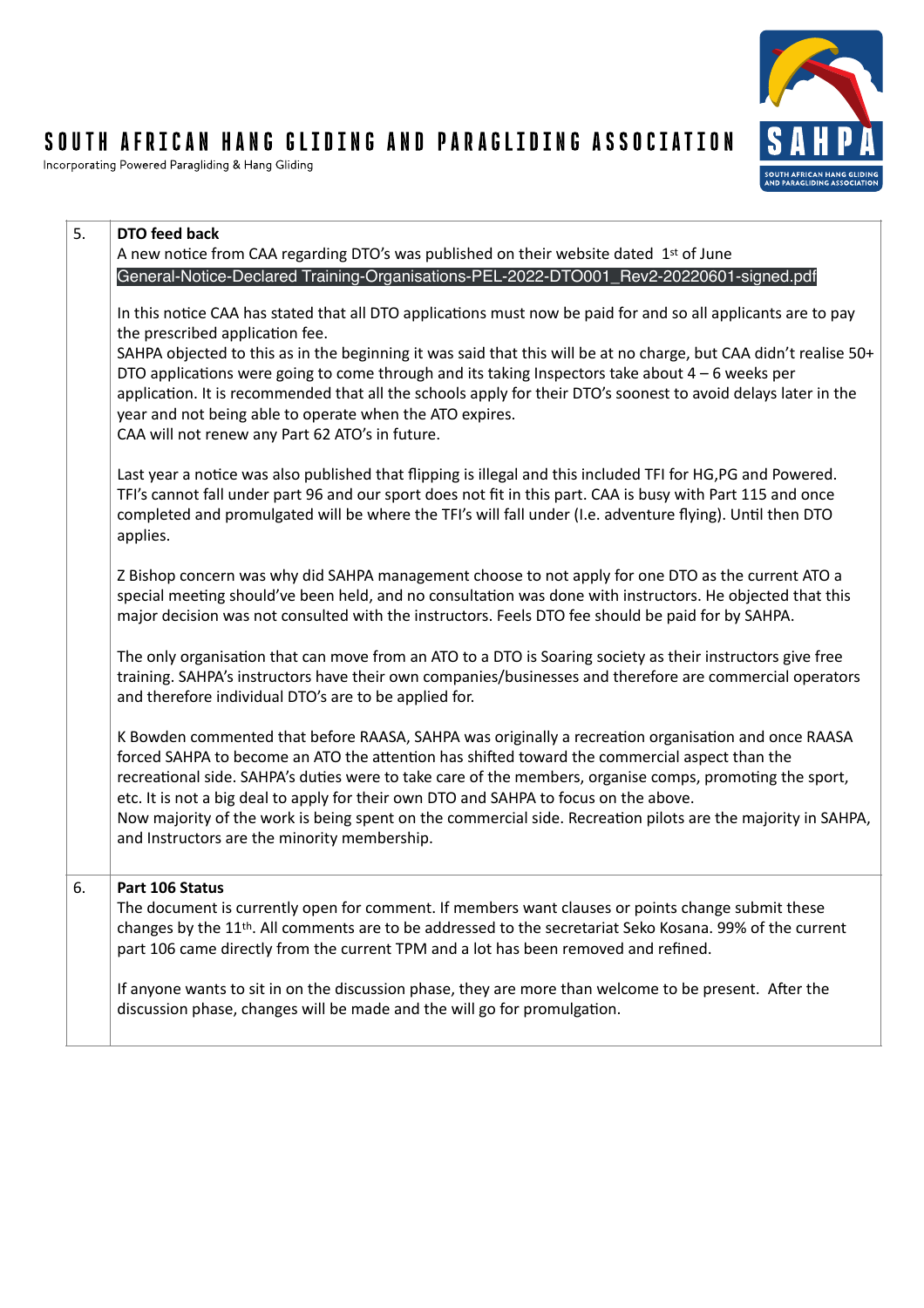| | |
|---|---|
| 5. | **DTO feed back**<br>A new notice from CAA regarding DTO's was published on their website dated 1st of June<br>General-Notice-Declared Training-Organisations-PEL-2022-DTO001_Rev2-20220601-signed.pdf<br><br>In this notice CAA has stated that all DTO applications must now be paid for and so all applicants are to pay the prescribed application fee.<br>SAHPA objected to this as in the beginning it was said that this will be at no charge, but CAA didn't realise 50+ DTO applications were going to come through and its taking Inspectors take about 4 – 6 weeks per application. It is recommended that all the schools apply for their DTO's soonest to avoid delays later in the year and not being able to operate when the ATO expires.<br>CAA will not renew any Part 62 ATO's in future.<br><br>Last year a notice was also published that flipping is illegal and this included TFI for HG,PG and Powered. TFI's cannot fall under part 96 and our sport does not fit in this part. CAA is busy with Part 115 and once completed and promulgated will be where the TFI's will fall under (I.e. adventure flying). Until then DTO applies.<br><br>Z Bishop concern was why did SAHPA management choose to not apply for one DTO as the current ATO a special meeting should've been held, and no consultation was done with instructors. He objected that this major decision was not consulted with the instructors. Feels DTO fee should be paid for by SAHPA.<br><br>The only organisation that can move from an ATO to a DTO is Soaring society as their instructors give free training. SAHPA's instructors have their own companies/businesses and therefore are commercial operators and therefore individual DTO's are to be applied for.<br><br>K Bowden commented that before RAASA, SAHPA was originally a recreation organisation and once RAASA forced SAHPA to become an ATO the attention has shifted toward the commercial aspect than the recreational side. SAHPA's duties were to take care of the members, organise comps, promoting the sport, etc. It is not a big deal to apply for their own DTO and SAHPA to focus on the above.<br>Now majority of the work is being spent on the commercial side. Recreation pilots are the majority in SAHPA, and Instructors are the minority membership. |
| 6. | **Part 106 Status**<br>The document is currently open for comment. If members want clauses or points change submit these changes by the 11th. All comments are to be addressed to the secretariat Seko Kosana. 99% of the current part 106 came directly from the current TPM and a lot has been removed and refined.<br><br>If anyone wants to sit in on the discussion phase, they are more than welcome to be present. After the discussion phase, changes will be made and the will go for promulgation. |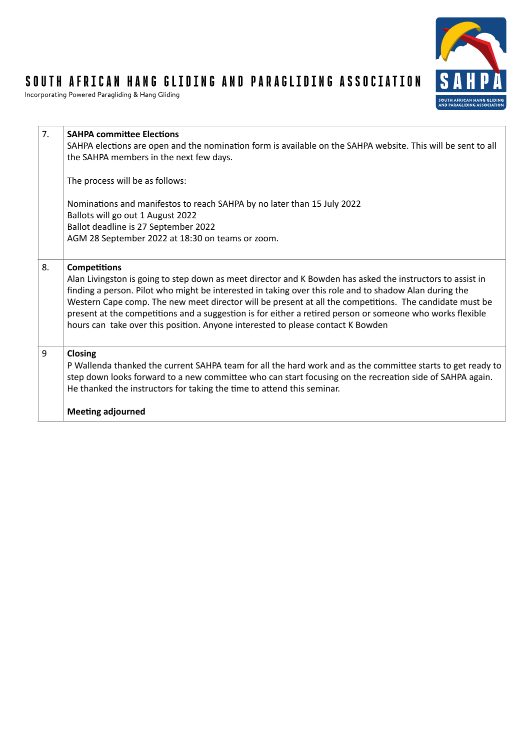| | |
|---|---|
| 7. | **SAHPA committee Elections**<br>SAHPA elections are open and the nomination form is available on the SAHPA website. This will be sent to all the SAHPA members in the next few days.<br><br>The process will be as follows:<br><br>Nominations and manifestos to reach SAHPA by no later than 15 July 2022<br>Ballots will go out 1 August 2022<br>Ballot deadline is 27 September 2022<br>AGM 28 September 2022 at 18:30 on teams or zoom. |
| 8. | **Competitions**<br>Alan Livingston is going to step down as meet director and K Bowden has asked the instructors to assist in finding a person. Pilot who might be interested in taking over this role and to shadow Alan during the Western Cape comp. The new meet director will be present at all the competitions. The candidate must be present at the competitions and a suggestion is for either a retired person or someone who works flexible hours can take over this position. Anyone interested to please contact K Bowden |
| 9 | **Closing**<br>P Wallenda thanked the current SAHPA team for all the hard work and as the committee starts to get ready to step down looks forward to a new committee who can start focusing on the recreation side of SAHPA again. He thanked the instructors for taking the time to attend this seminar.<br><br>**Meeting adjourned** |